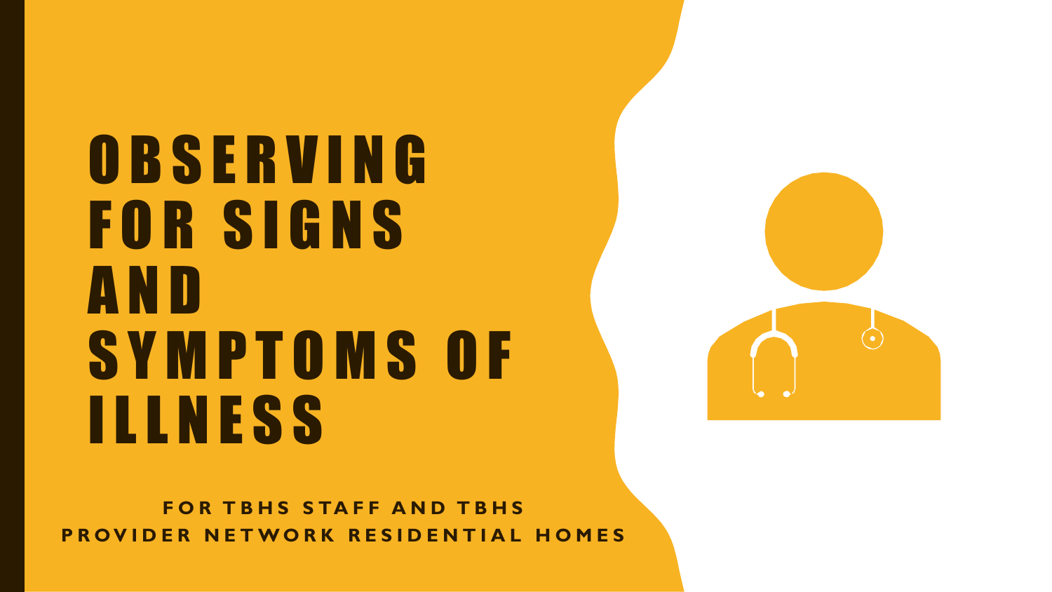# OBSERVING FOR SIGNS AND SYMPTOMS OF ILLNESS

**FOR TBHS STAFF AND TBHS PROVIDER NETWORK RESIDENTIAL HOMES**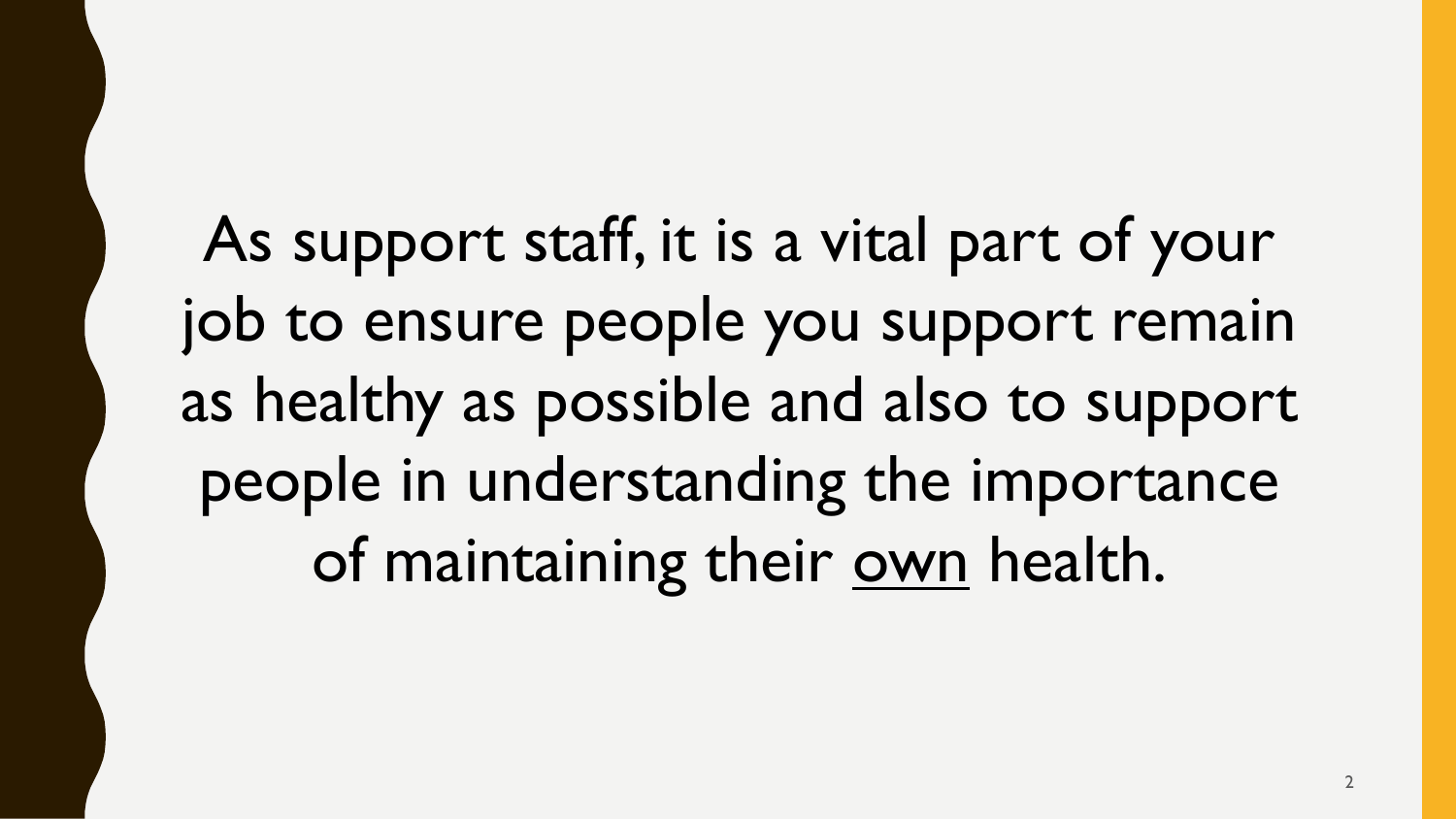As support staff, it is a vital part of your job to ensure people you support remain as healthy as possible and also to support people in understanding the importance of maintaining their <u>own</u> health.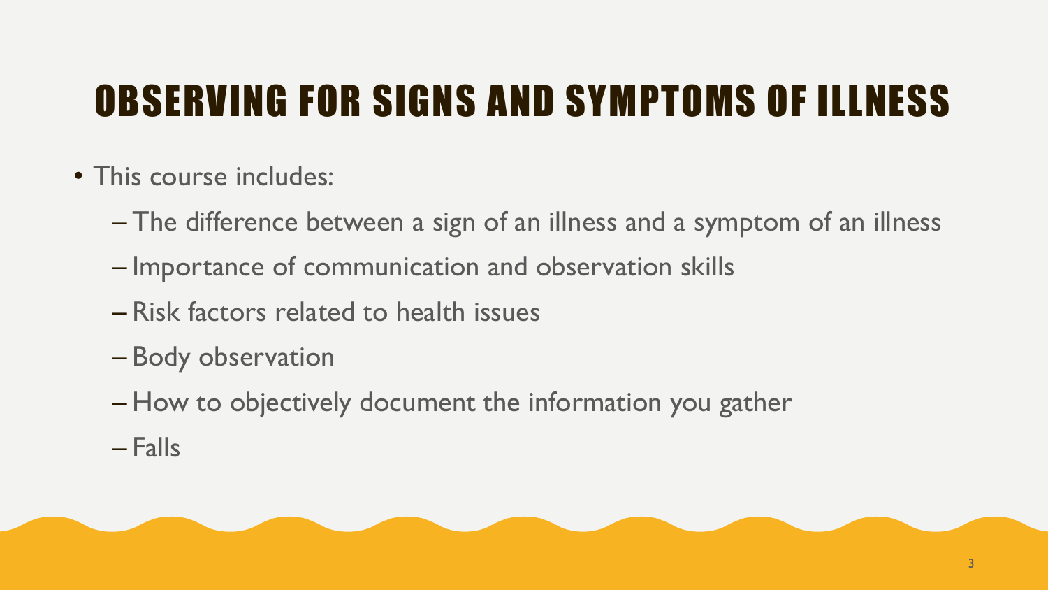# OBSERVING FOR SIGNS AND SYMPTOMS OF ILLNESS

- This course includes:
  - The difference between a sign of an illness and a symptom of an illness
  - Importance of communication and observation skills
  - Risk factors related to health issues
  - Body observation
  - How to objectively document the information you gather
  - Falls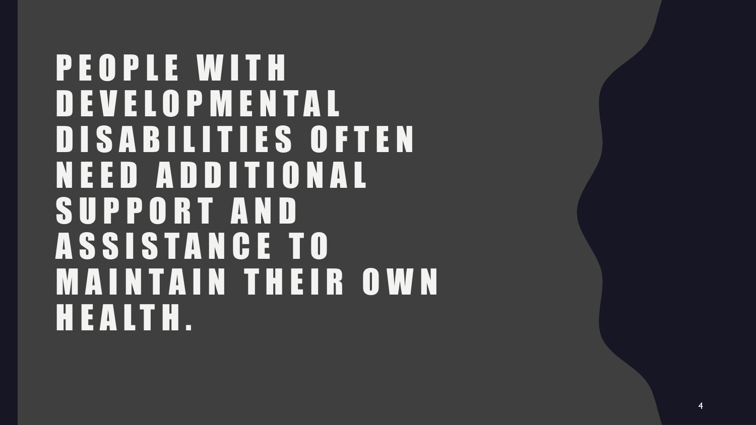# PEOPLE WITH DEVELOPMENTAL DISABILITIES OFTEN NEED ADDITIONAL SUPPORT AND ASSISTANCE TO MAINTAIN THEIR OWN HEALTH.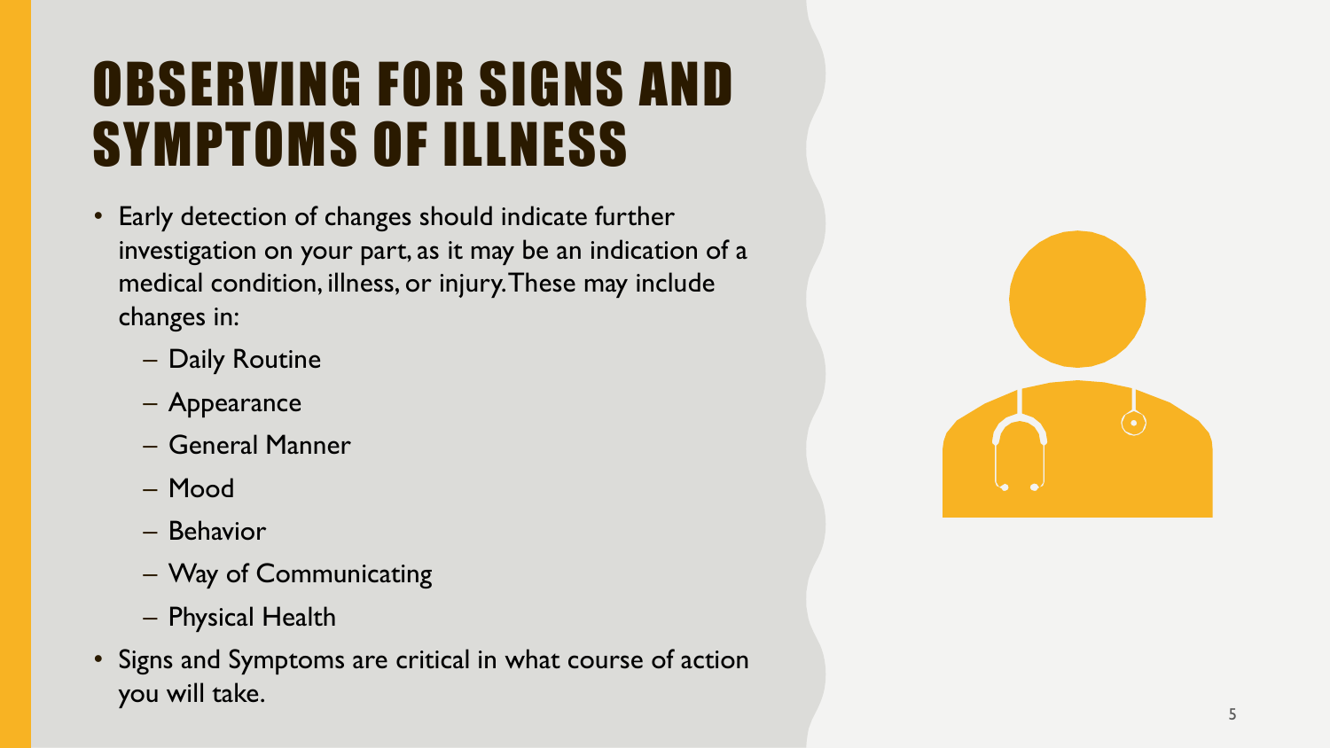# OBSERVING FOR SIGNS AND SYMPTOMS OF ILLNESS

- Early detection of changes should indicate further investigation on your part, as it may be an indication of a medical condition, illness, or injury. These may include changes in:
  - Daily Routine
  - Appearance
  - General Manner
  - Mood
  - Behavior
  - Way of Communicating
  - Physical Health
- Signs and Symptoms are critical in what course of action you will take.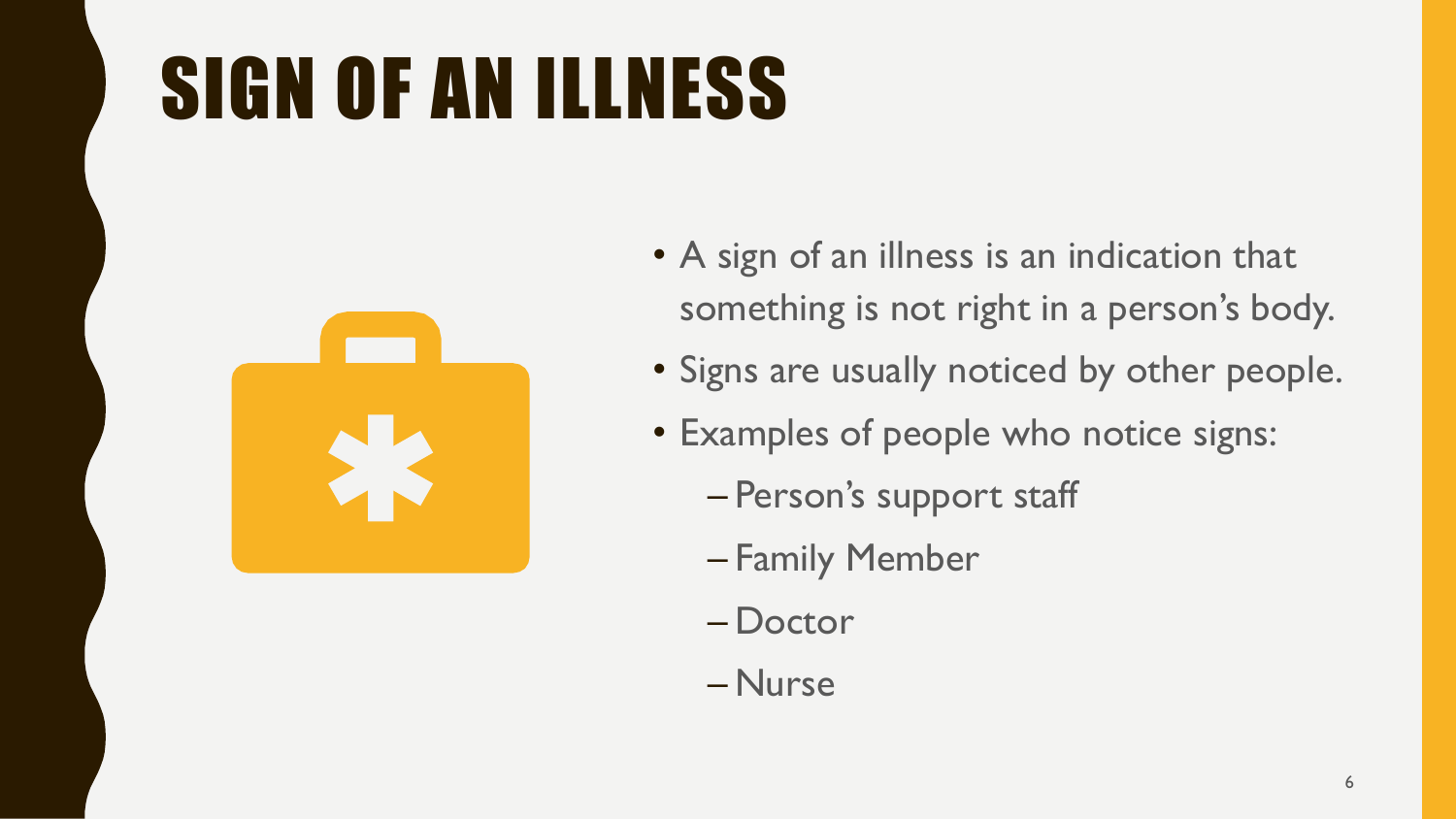# SIGN OF AN ILLNESS

- A sign of an illness is an indication that something is not right in a person's body.
- Signs are usually noticed by other people.
- Examples of people who notice signs:
  - Person's support staff
  - Family Member
  - Doctor
  - Nurse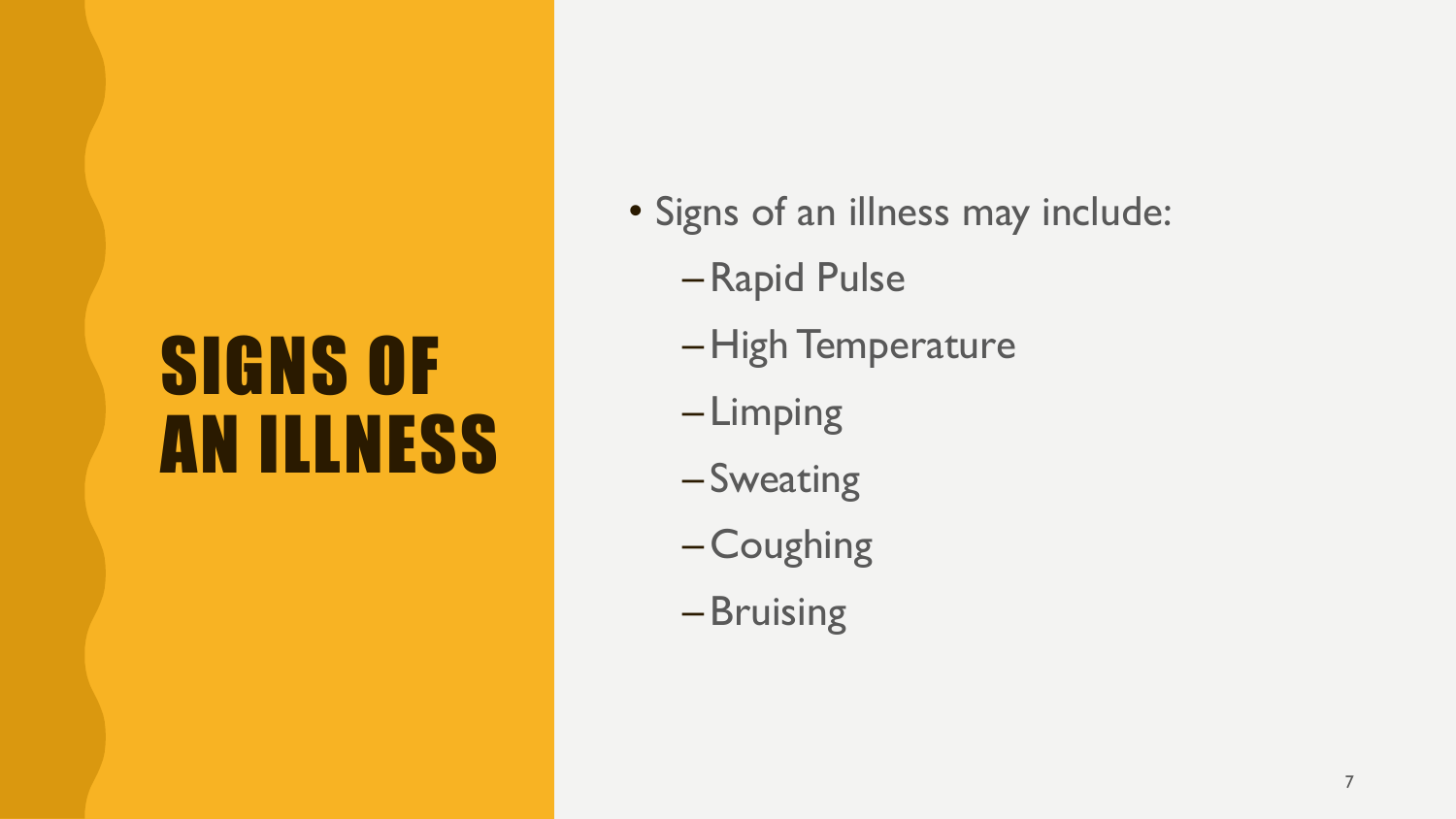# SIGNS OF AN ILLNESS

- Signs of an illness may include:
  - Rapid Pulse
  - High Temperature
  - Limping
  - Sweating
  - Coughing
  - Bruising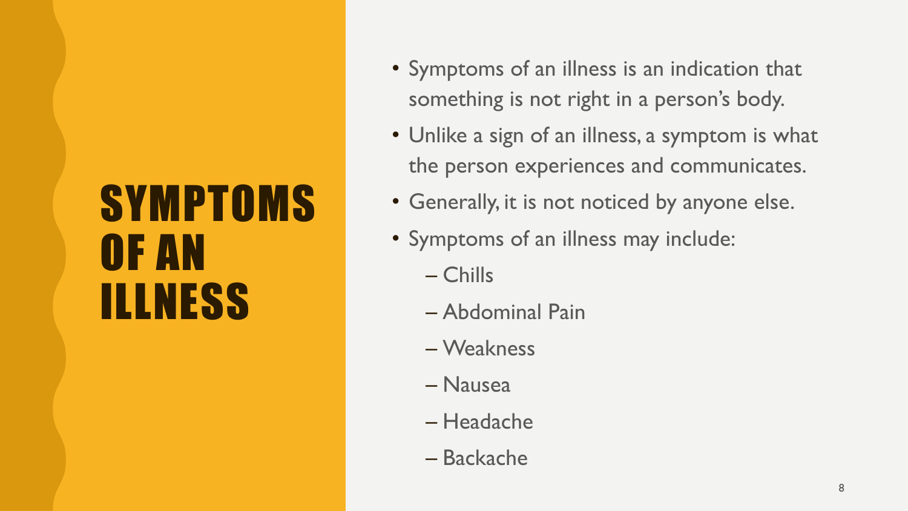# SYMPTOMS OF AN ILLNESS

- Symptoms of an illness is an indication that something is not right in a person's body.
- Unlike a sign of an illness, a symptom is what the person experiences and communicates.
- Generally, it is not noticed by anyone else.
- Symptoms of an illness may include:
  - Chills
  - Abdominal Pain
  - Weakness
  - Nausea
  - Headache
  - Backache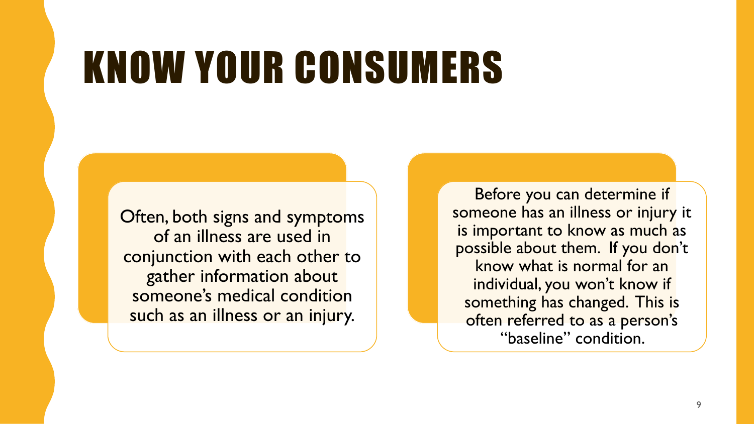# KNOW YOUR CONSUMERS

Often, both signs and symptoms of an illness are used in conjunction with each other to gather information about someone's medical condition such as an illness or an injury.

Before you can determine if someone has an illness or injury it is important to know as much as possible about them. If you don't know what is normal for an individual, you won't know if something has changed. This is often referred to as a person's "baseline" condition.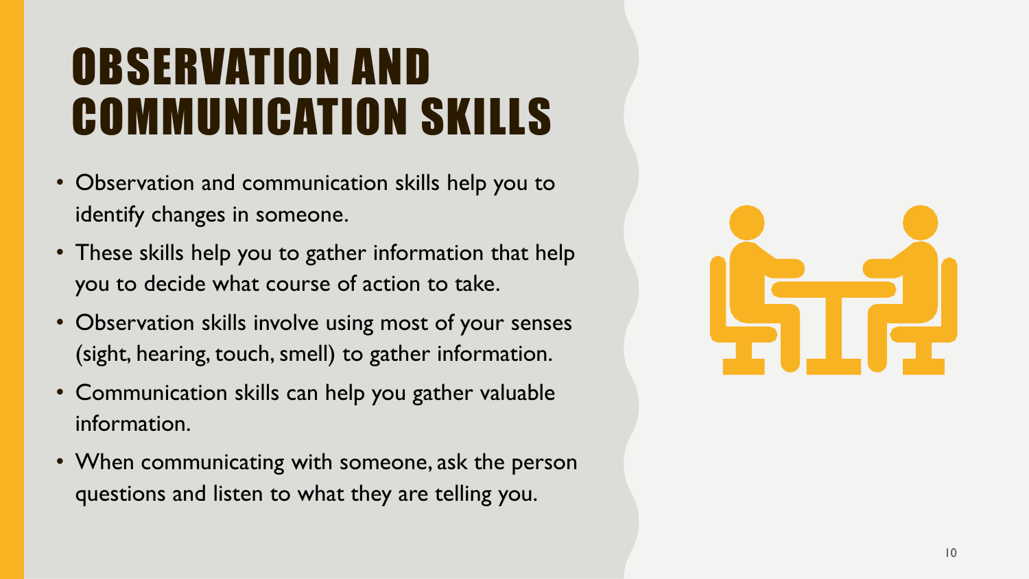# OBSERVATION AND COMMUNICATION SKILLS

- Observation and communication skills help you to identify changes in someone.
- These skills help you to gather information that help you to decide what course of action to take.
- Observation skills involve using most of your senses (sight, hearing, touch, smell) to gather information.
- Communication skills can help you gather valuable information.
- When communicating with someone, ask the person questions and listen to what they are telling you.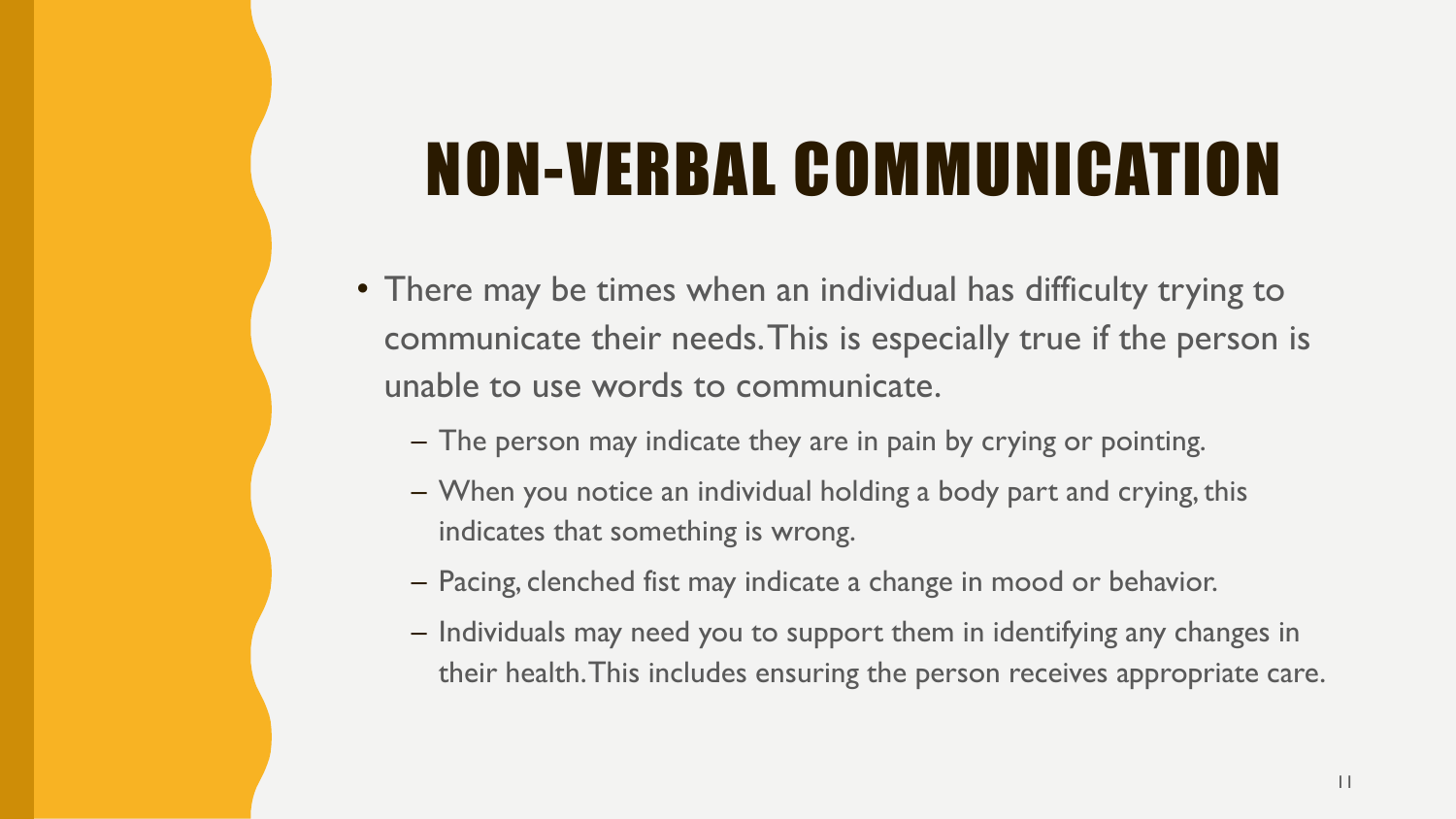# NON-VERBAL COMMUNICATION

- There may be times when an individual has difficulty trying to communicate their needs. This is especially true if the person is unable to use words to communicate.
  - The person may indicate they are in pain by crying or pointing.
  - When you notice an individual holding a body part and crying, this indicates that something is wrong.
  - Pacing, clenched fist may indicate a change in mood or behavior.
  - Individuals may need you to support them in identifying any changes in their health. This includes ensuring the person receives appropriate care.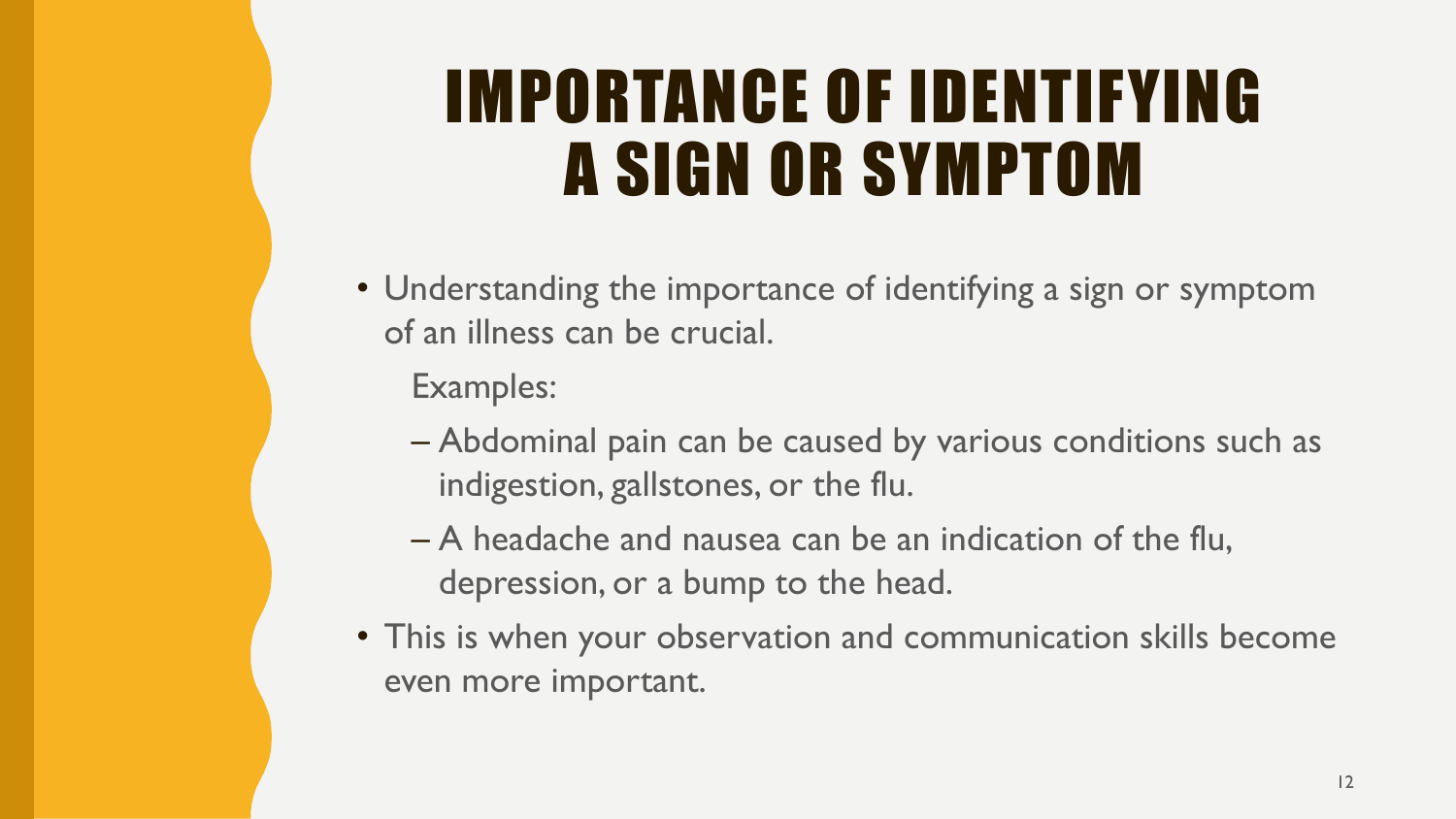# IMPORTANCE OF IDENTIFYING A SIGN OR SYMPTOM

- Understanding the importance of identifying a sign or symptom of an illness can be crucial.

  Examples:

  - Abdominal pain can be caused by various conditions such as indigestion, gallstones, or the flu.
  - A headache and nausea can be an indication of the flu, depression, or a bump to the head.

- This is when your observation and communication skills become even more important.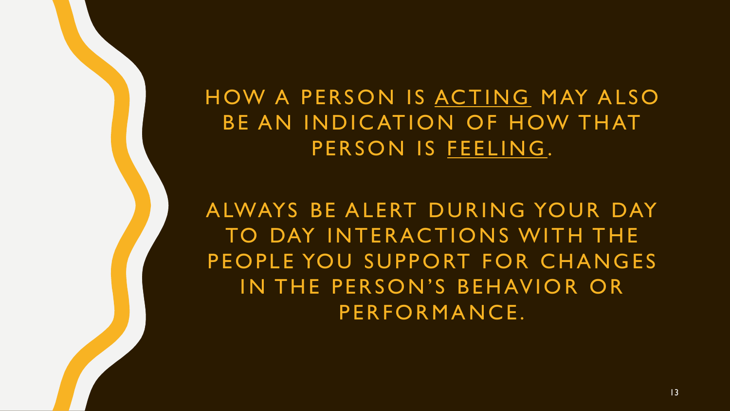HOW A PERSON IS ACTING MAY ALSO BE AN INDICATION OF HOW THAT PERSON IS FEELING.

ALWAYS BE ALERT DURING YOUR DAY TO DAY INTERACTIONS WITH THE PEOPLE YOU SUPPORT FOR CHANGES IN THE PERSON'S BEHAVIOR OR PERFORMANCE.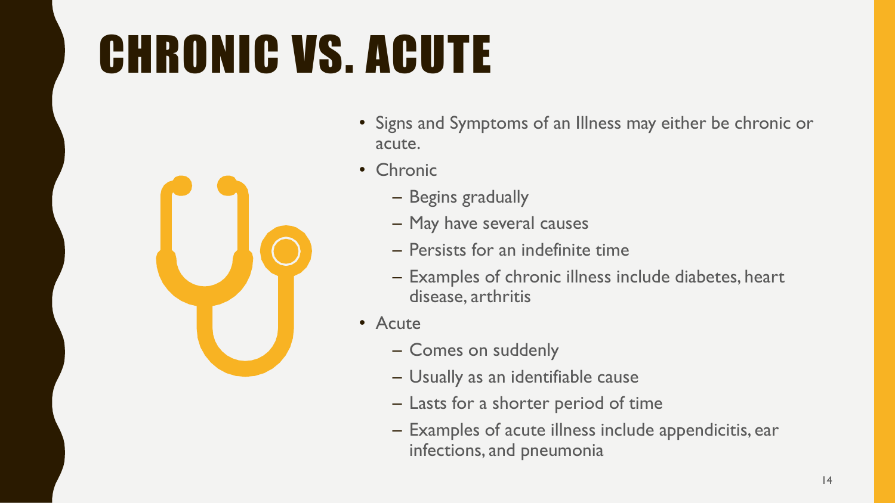# CHRONIC VS. ACUTE

- Signs and Symptoms of an Illness may either be chronic or acute.
- Chronic
  - Begins gradually
  - May have several causes
  - Persists for an indefinite time
  - Examples of chronic illness include diabetes, heart disease, arthritis
- Acute
  - Comes on suddenly
  - Usually as an identifiable cause
  - Lasts for a shorter period of time
  - Examples of acute illness include appendicitis, ear infections, and pneumonia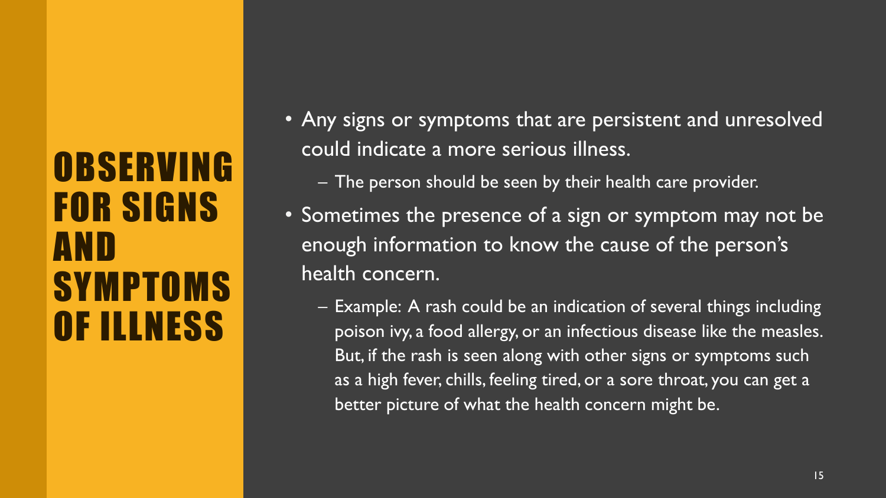# OBSERVING FOR SIGNS AND SYMPTOMS OF ILLNESS

- Any signs or symptoms that are persistent and unresolved could indicate a more serious illness.
  - The person should be seen by their health care provider.
- Sometimes the presence of a sign or symptom may not be enough information to know the cause of the person's health concern.
  - Example: A rash could be an indication of several things including poison ivy, a food allergy, or an infectious disease like the measles. But, if the rash is seen along with other signs or symptoms such as a high fever, chills, feeling tired, or a sore throat, you can get a better picture of what the health concern might be.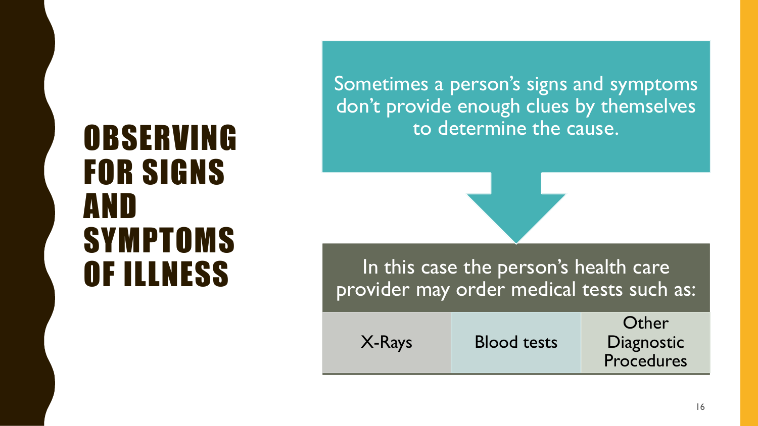# OBSERVING FOR SIGNS AND SYMPTOMS OF ILLNESS

Sometimes a person's signs and symptoms don't provide enough clues by themselves to determine the cause.

In this case the person's health care provider may order medical tests such as:

- X-Rays
- Blood tests
- Other Diagnostic Procedures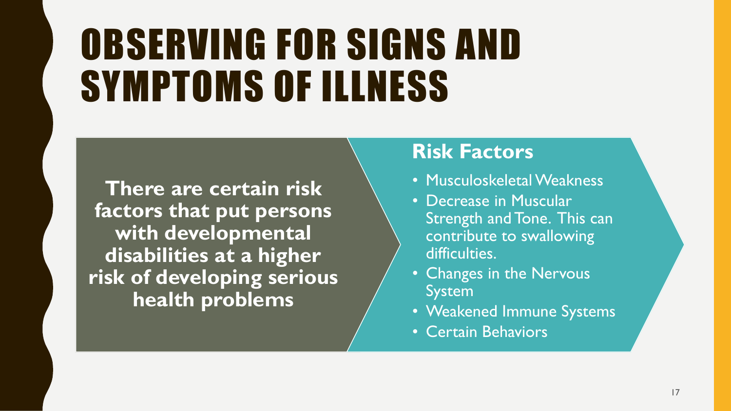# OBSERVING FOR SIGNS AND SYMPTOMS OF ILLNESS

**There are certain risk factors that put persons with developmental disabilities at a higher risk of developing serious health problems**

## Risk Factors

- Musculoskeletal Weakness
- Decrease in Muscular Strength and Tone. This can contribute to swallowing difficulties.
- Changes in the Nervous System
- Weakened Immune Systems
- Certain Behaviors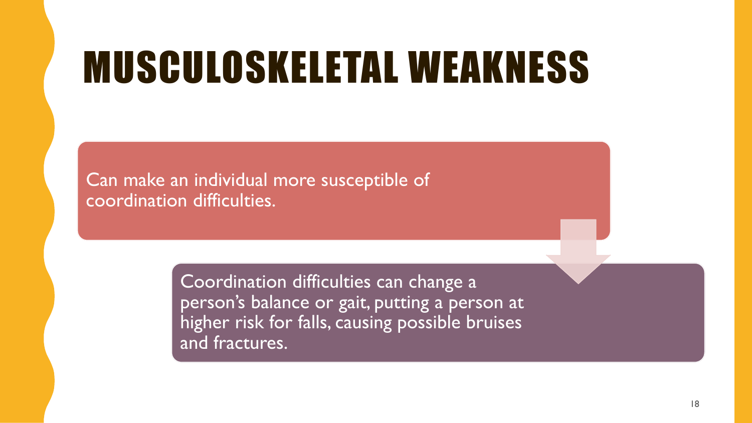# MUSCULOSKELETAL WEAKNESS

Can make an individual more susceptible of coordination difficulties.

Coordination difficulties can change a person's balance or gait, putting a person at higher risk for falls, causing possible bruises and fractures.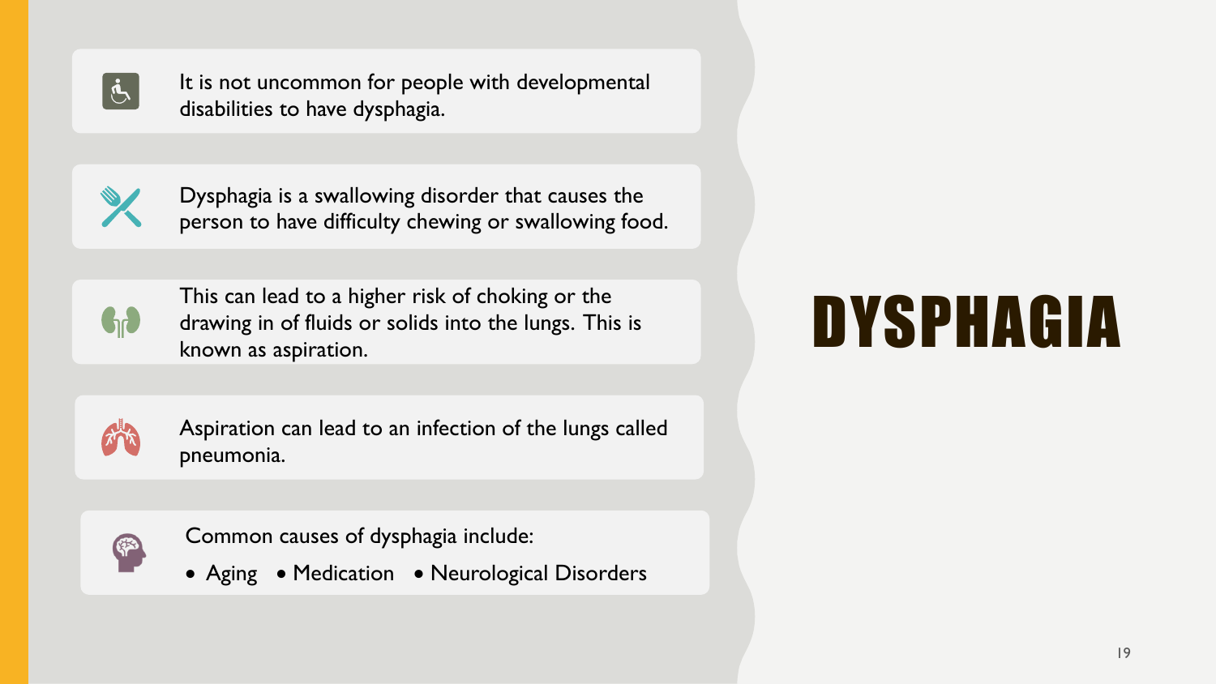# DYSPHAGIA

- It is not uncommon for people with developmental disabilities to have dysphagia.
- Dysphagia is a swallowing disorder that causes the person to have difficulty chewing or swallowing food.
- This can lead to a higher risk of choking or the drawing in of fluids or solids into the lungs. This is known as aspiration.
- Aspiration can lead to an infection of the lungs called pneumonia.
- Common causes of dysphagia include:
  - Aging
  - Medication
  - Neurological Disorders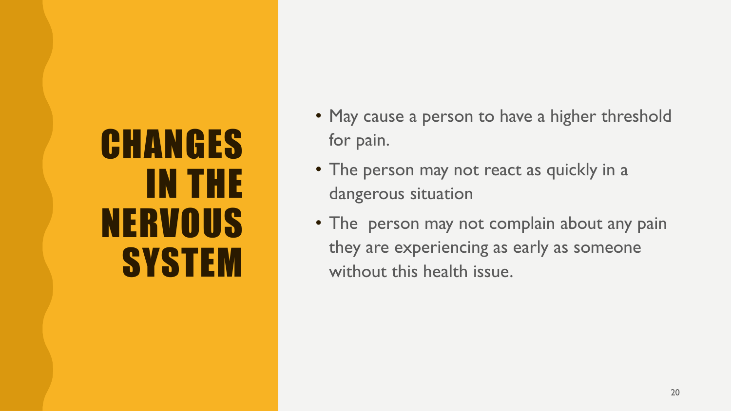# CHANGES IN THE NERVOUS SYSTEM

- May cause a person to have a higher threshold for pain.
- The person may not react as quickly in a dangerous situation
- The  person may not complain about any pain they are experiencing as early as someone without this health issue.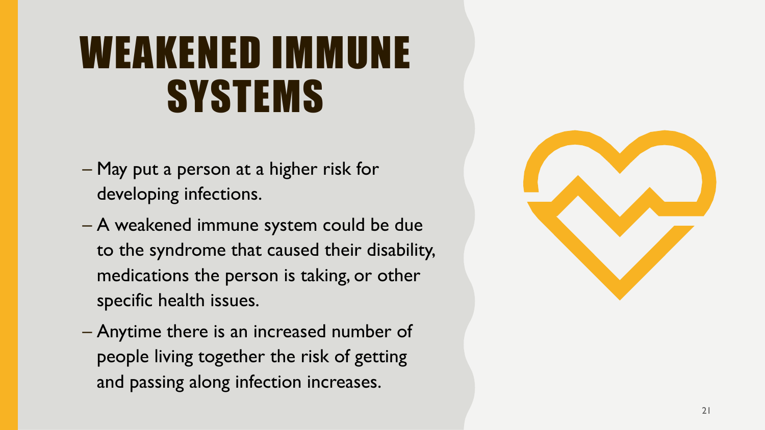# WEAKENED IMMUNE SYSTEMS

- May put a person at a higher risk for developing infections.
- A weakened immune system could be due to the syndrome that caused their disability, medications the person is taking, or other specific health issues.
- Anytime there is an increased number of people living together the risk of getting and passing along infection increases.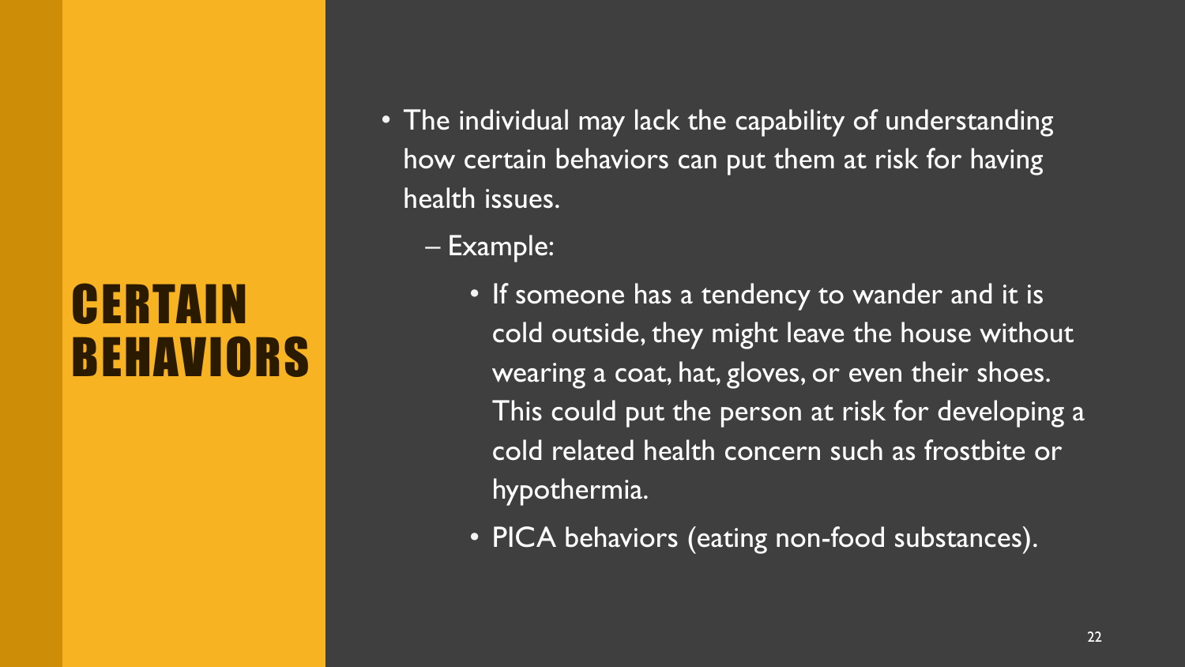# CERTAIN BEHAVIORS

- The individual may lack the capability of understanding how certain behaviors can put them at risk for having health issues.
  - Example:
    - If someone has a tendency to wander and it is cold outside, they might leave the house without wearing a coat, hat, gloves, or even their shoes. This could put the person at risk for developing a cold related health concern such as frostbite or hypothermia.
    - PICA behaviors (eating non-food substances).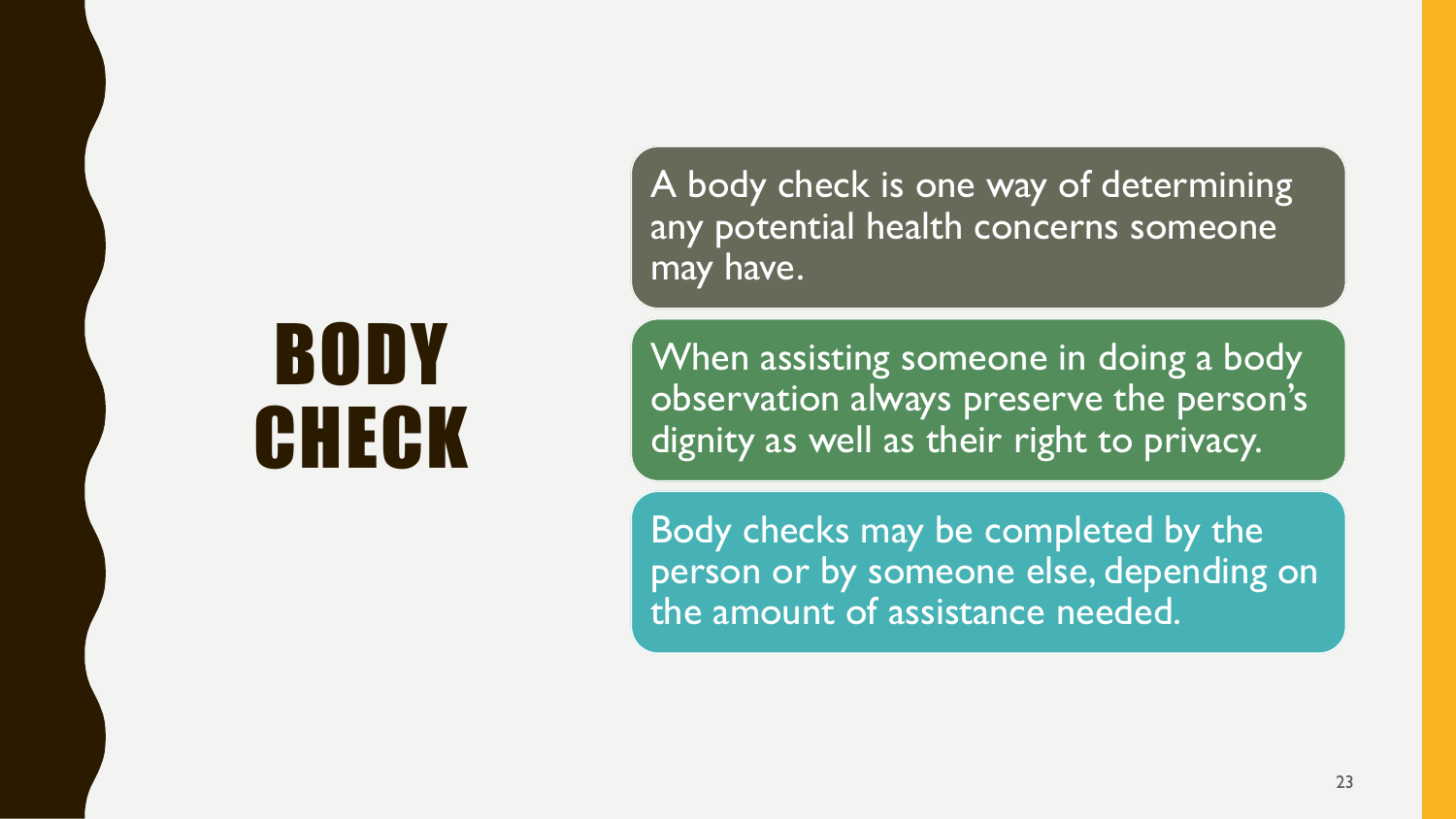# BODY CHECK

A body check is one way of determining any potential health concerns someone may have.

When assisting someone in doing a body observation always preserve the person's dignity as well as their right to privacy.

Body checks may be completed by the person or by someone else, depending on the amount of assistance needed.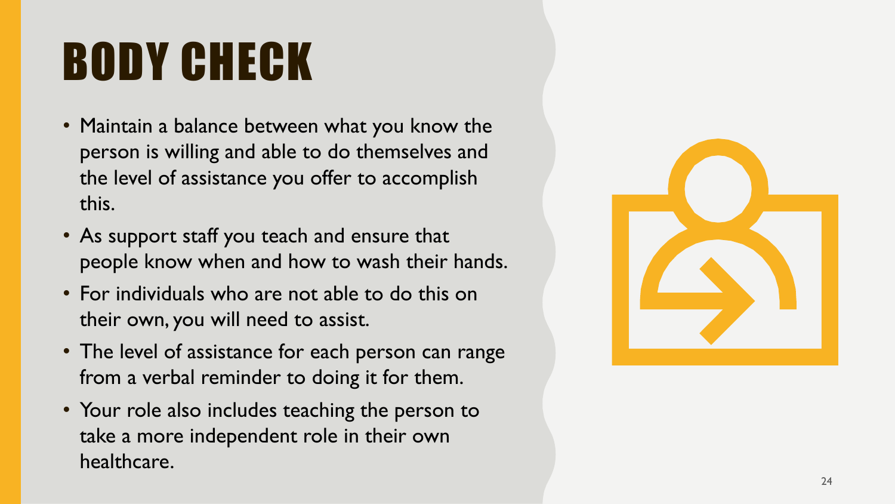# BODY CHECK

- Maintain a balance between what you know the person is willing and able to do themselves and the level of assistance you offer to accomplish this.
- As support staff you teach and ensure that people know when and how to wash their hands.
- For individuals who are not able to do this on their own, you will need to assist.
- The level of assistance for each person can range from a verbal reminder to doing it for them.
- Your role also includes teaching the person to take a more independent role in their own healthcare.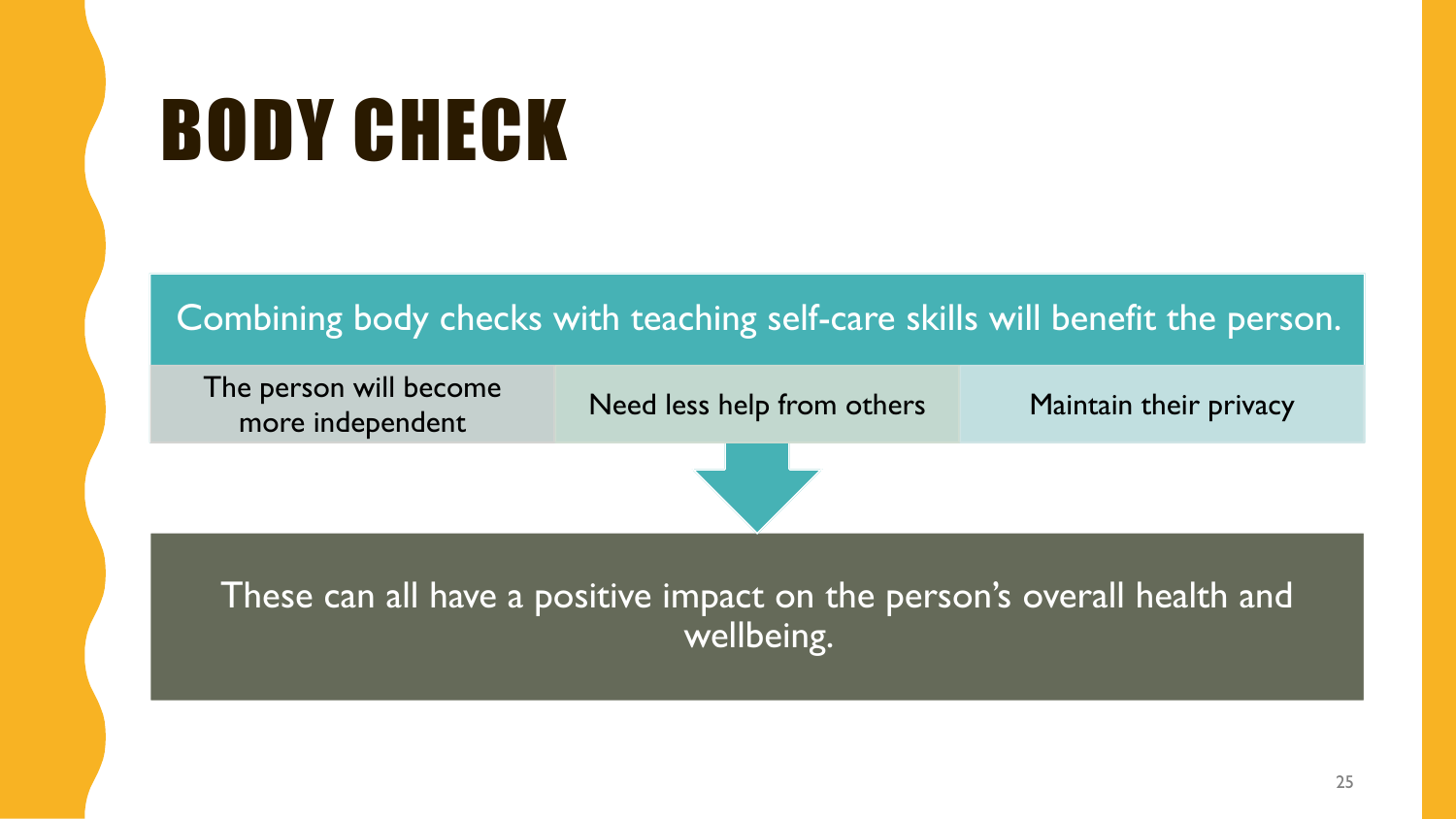# BODY CHECK

Combining body checks with teaching self-care skills will benefit the person.

- The person will become more independent
- Need less help from others
- Maintain their privacy

These can all have a positive impact on the person's overall health and wellbeing.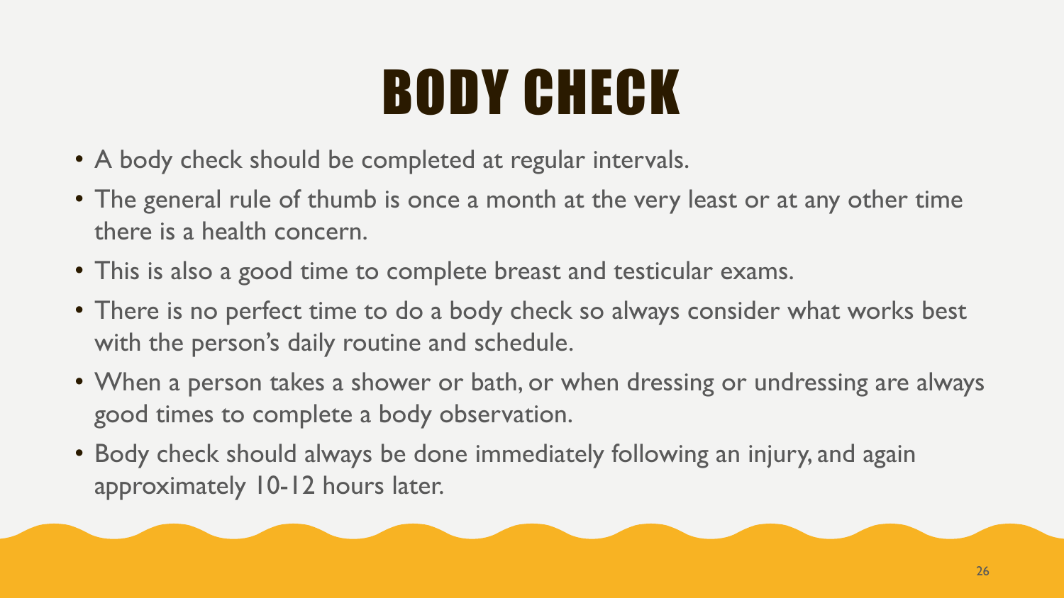# BODY CHECK

- A body check should be completed at regular intervals.
- The general rule of thumb is once a month at the very least or at any other time there is a health concern.
- This is also a good time to complete breast and testicular exams.
- There is no perfect time to do a body check so always consider what works best with the person's daily routine and schedule.
- When a person takes a shower or bath, or when dressing or undressing are always good times to complete a body observation.
- Body check should always be done immediately following an injury, and again approximately 10-12 hours later.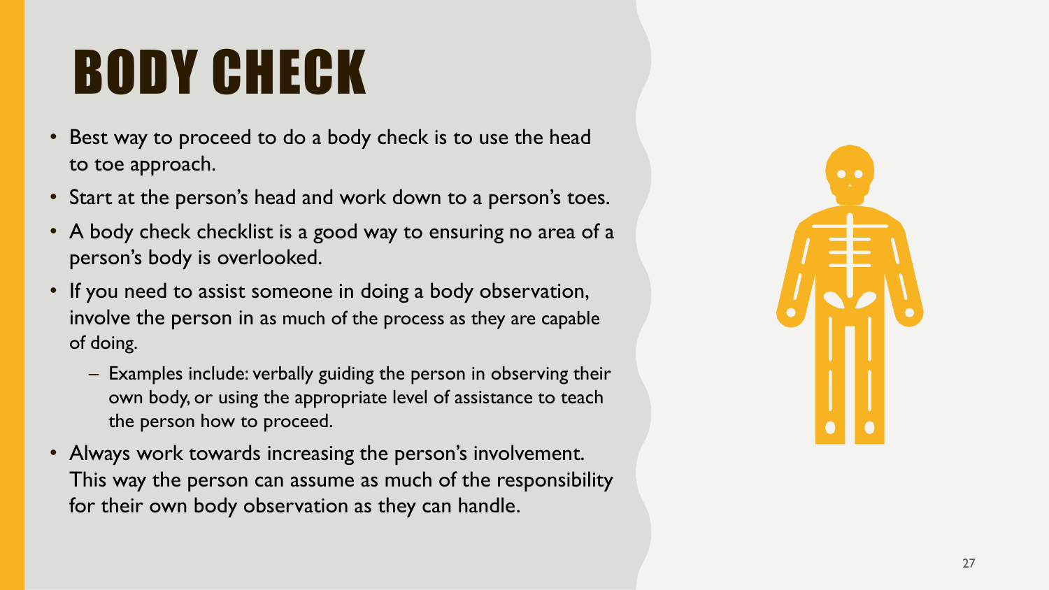# BODY CHECK

- Best way to proceed to do a body check is to use the head to toe approach.
- Start at the person's head and work down to a person's toes.
- A body check checklist is a good way to ensuring no area of a person's body is overlooked.
- If you need to assist someone in doing a body observation, involve the person in as much of the process as they are capable of doing.
  - Examples include: verbally guiding the person in observing their own body, or using the appropriate level of assistance to teach the person how to proceed.
- Always work towards increasing the person's involvement. This way the person can assume as much of the responsibility for their own body observation as they can handle.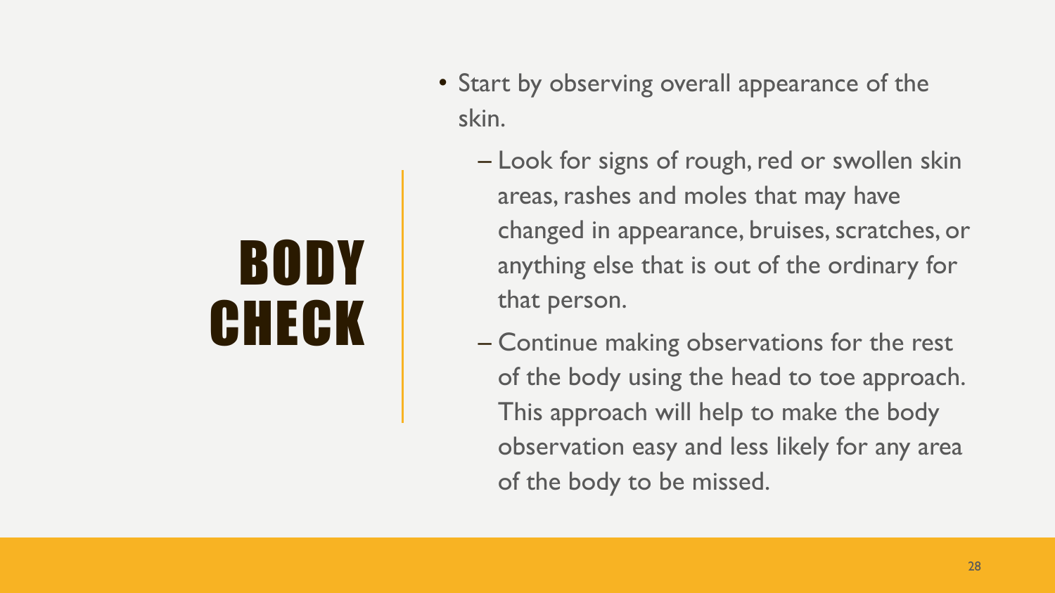# BODY CHECK

- Start by observing overall appearance of the skin.
  - Look for signs of rough, red or swollen skin areas, rashes and moles that may have changed in appearance, bruises, scratches, or anything else that is out of the ordinary for that person.
  - Continue making observations for the rest of the body using the head to toe approach. This approach will help to make the body observation easy and less likely for any area of the body to be missed.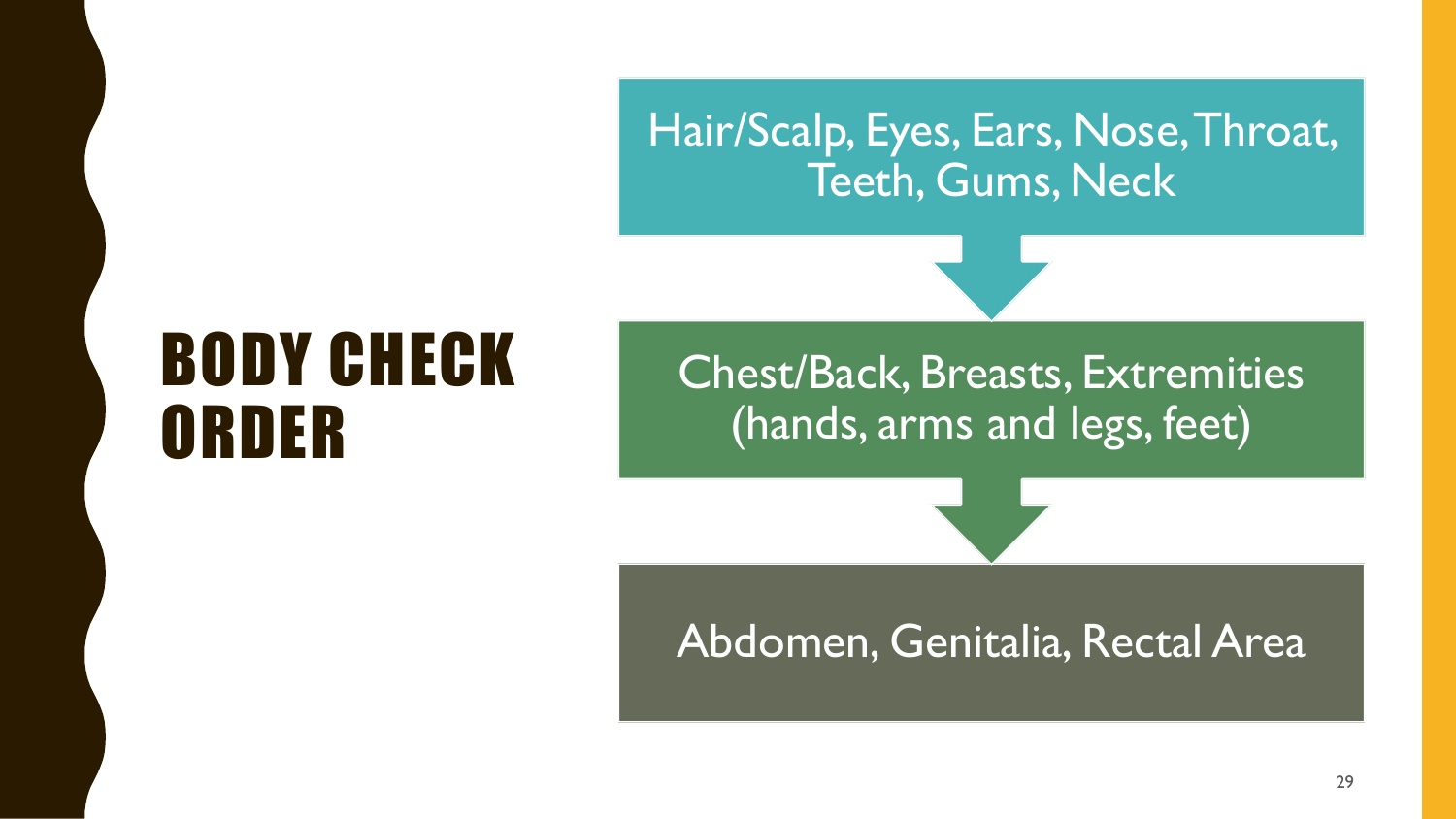# BODY CHECK ORDER

Hair/Scalp, Eyes, Ears, Nose, Throat, Teeth, Gums, Neck

↓

Chest/Back, Breasts, Extremities (hands, arms and legs, feet)

↓

Abdomen, Genitalia, Rectal Area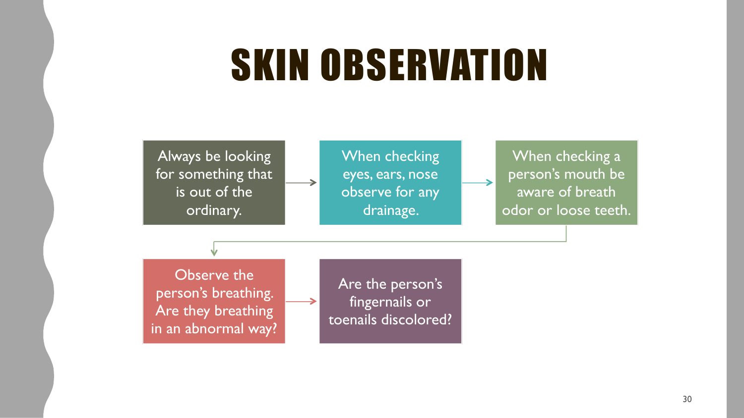# SKIN OBSERVATION

- Always be looking for something that is out of the ordinary.
- When checking eyes, ears, nose observe for any drainage.
- When checking a person's mouth be aware of breath odor or loose teeth.
- Observe the person's breathing. Are they breathing in an abnormal way?
- Are the person's fingernails or toenails discolored?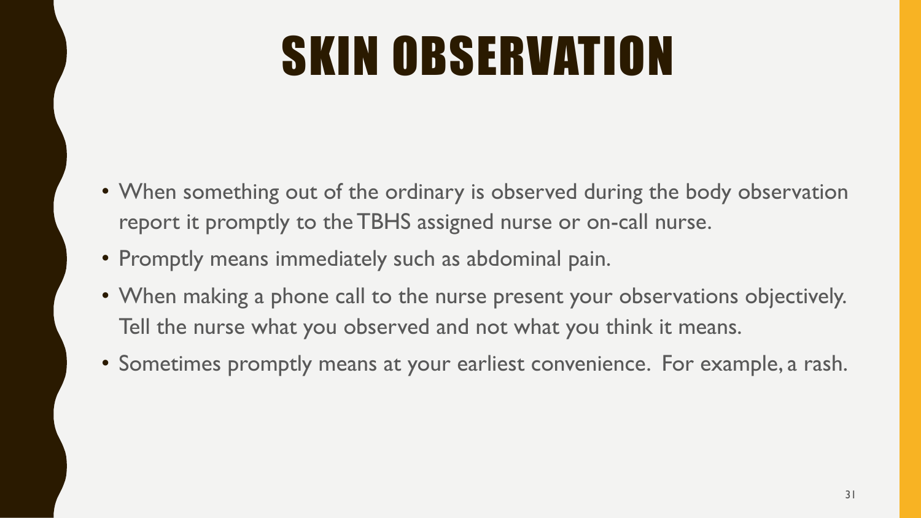# SKIN OBSERVATION

- When something out of the ordinary is observed during the body observation report it promptly to the TBHS assigned nurse or on-call nurse.
- Promptly means immediately such as abdominal pain.
- When making a phone call to the nurse present your observations objectively. Tell the nurse what you observed and not what you think it means.
- Sometimes promptly means at your earliest convenience. For example, a rash.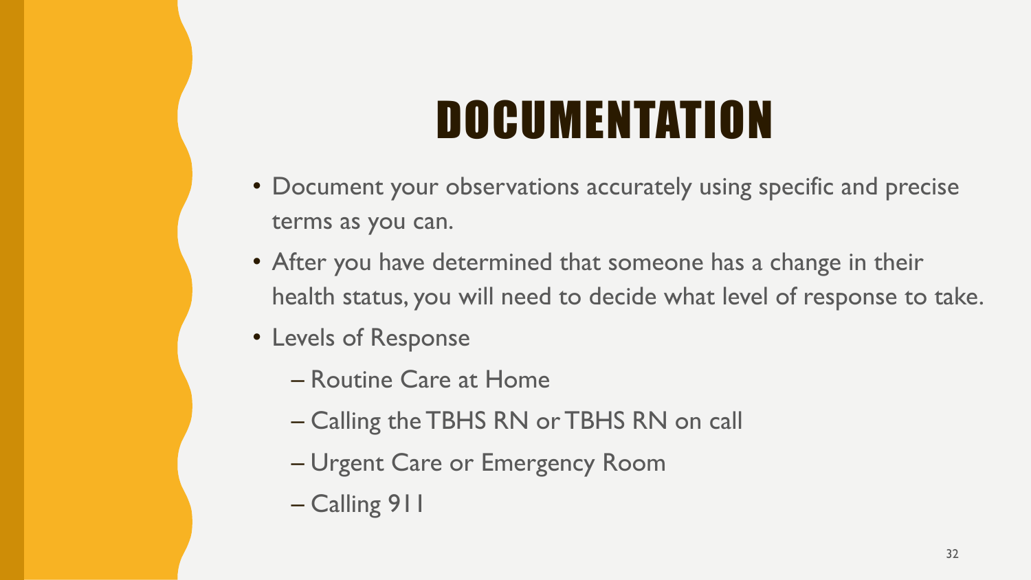# DOCUMENTATION

- Document your observations accurately using specific and precise terms as you can.
- After you have determined that someone has a change in their health status, you will need to decide what level of response to take.
- Levels of Response
  - Routine Care at Home
  - Calling the TBHS RN or TBHS RN on call
  - Urgent Care or Emergency Room
  - Calling 911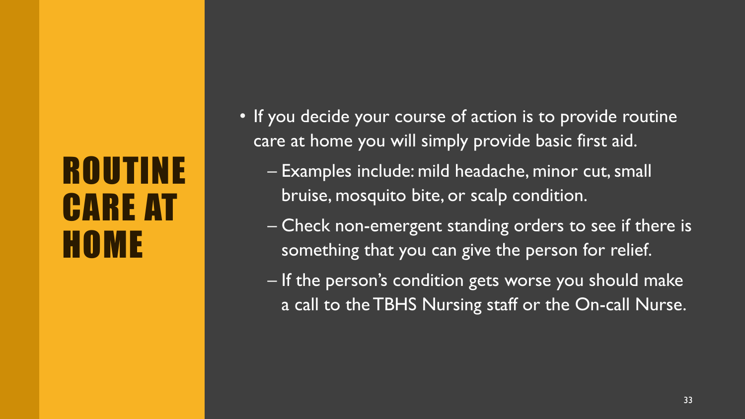# ROUTINE CARE AT HOME

- If you decide your course of action is to provide routine care at home you will simply provide basic first aid.
  - Examples include: mild headache, minor cut, small bruise, mosquito bite, or scalp condition.
  - Check non-emergent standing orders to see if there is something that you can give the person for relief.
  - If the person's condition gets worse you should make a call to the TBHS Nursing staff or the On-call Nurse.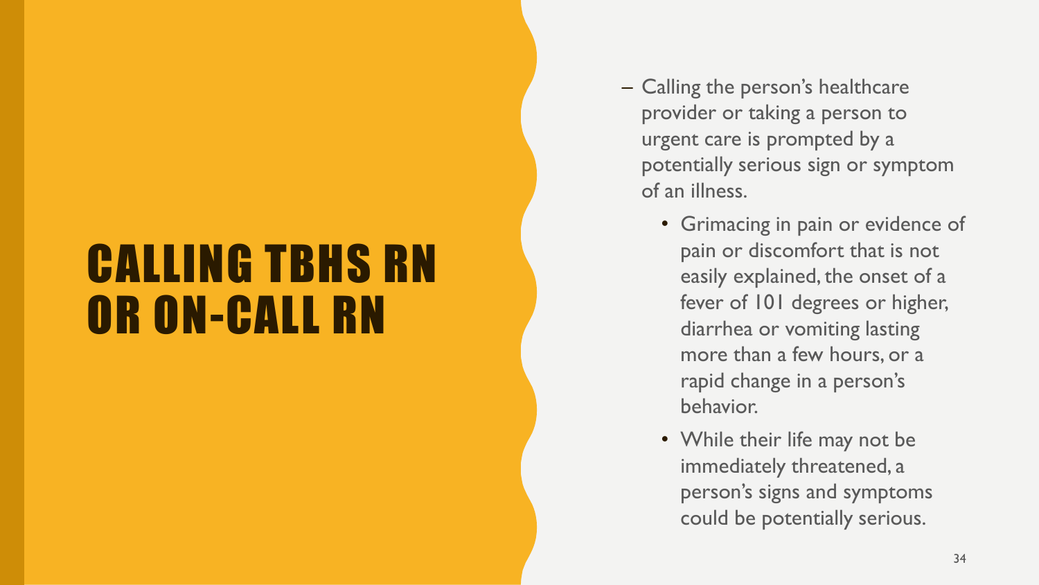# CALLING TBHS RN OR ON-CALL RN

- Calling the person's healthcare provider or taking a person to urgent care is prompted by a potentially serious sign or symptom of an illness.
  - Grimacing in pain or evidence of pain or discomfort that is not easily explained, the onset of a fever of 101 degrees or higher, diarrhea or vomiting lasting more than a few hours, or a rapid change in a person's behavior.
  - While their life may not be immediately threatened, a person's signs and symptoms could be potentially serious.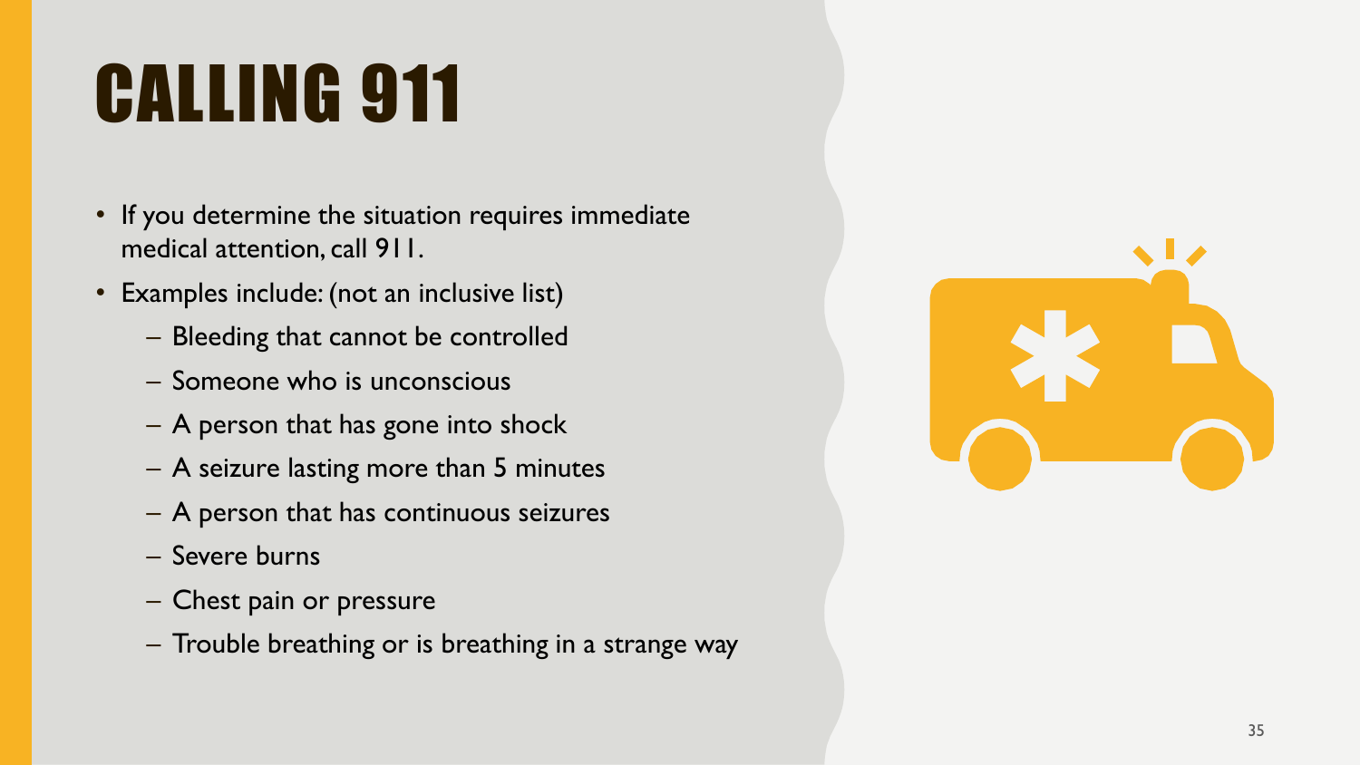# CALLING 911

- If you determine the situation requires immediate medical attention, call 911.
- Examples include: (not an inclusive list)
  - Bleeding that cannot be controlled
  - Someone who is unconscious
  - A person that has gone into shock
  - A seizure lasting more than 5 minutes
  - A person that has continuous seizures
  - Severe burns
  - Chest pain or pressure
  - Trouble breathing or is breathing in a strange way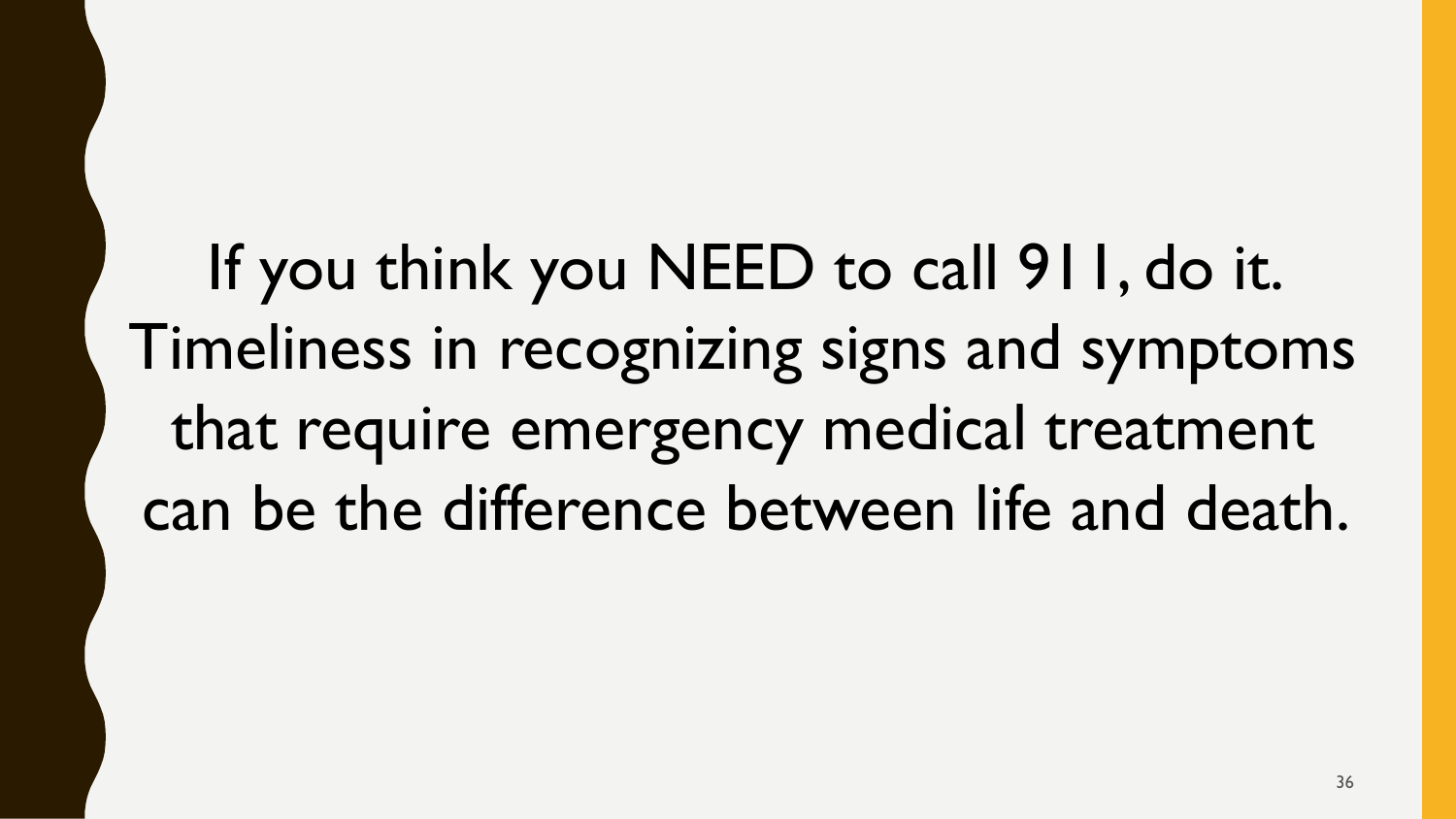If you think you NEED to call 911, do it. Timeliness in recognizing signs and symptoms that require emergency medical treatment can be the difference between life and death.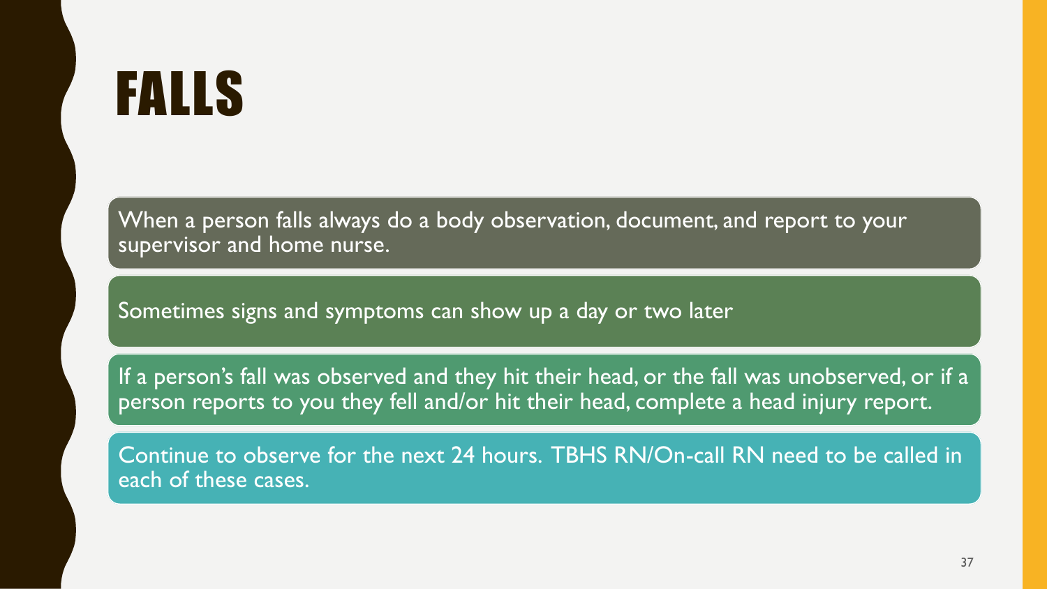# FALLS

When a person falls always do a body observation, document, and report to your supervisor and home nurse.

Sometimes signs and symptoms can show up a day or two later

If a person's fall was observed and they hit their head, or the fall was unobserved, or if a person reports to you they fell and/or hit their head, complete a head injury report.

Continue to observe for the next 24 hours. TBHS RN/On-call RN need to be called in each of these cases.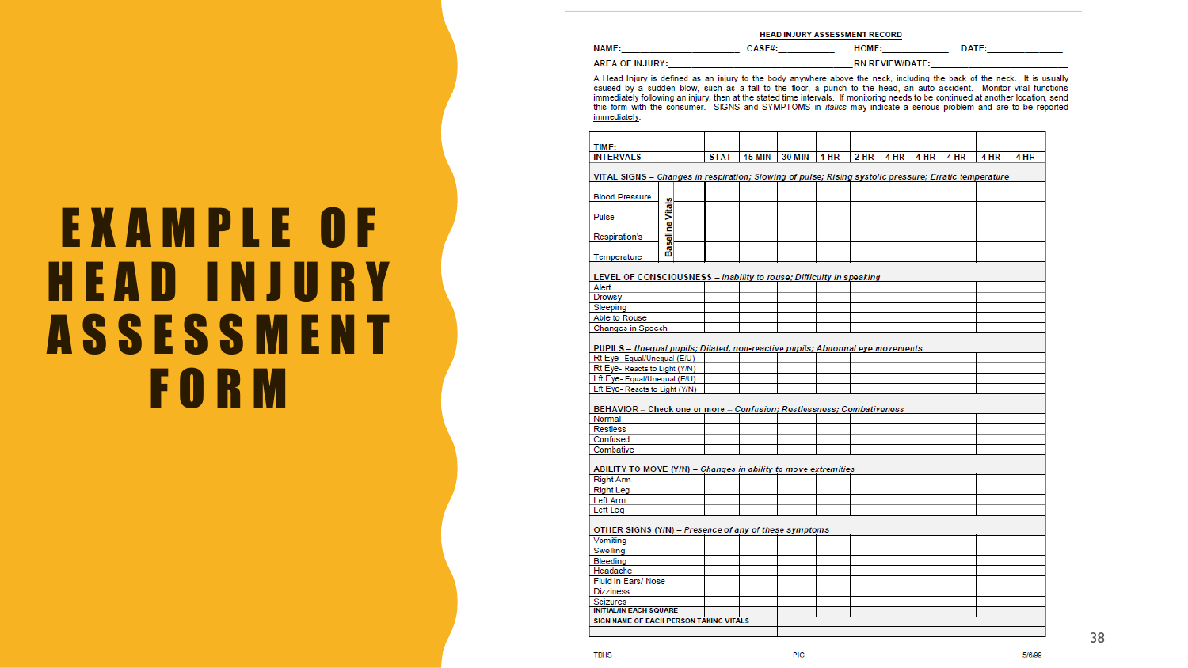# EXAMPLE OF HEAD INJURY ASSESSMENT FORM

**HEAD INJURY ASSESSMENT RECORD**

NAME:______________________ CASE#:__________ HOME:____________ DATE:______________

AREA OF INJURY:_________________________________ RN REVIEW/DATE:________________________

A Head Injury is defined as an injury to the body anywhere above the neck, including the back of the neck. It is usually caused by a sudden blow, such as a fall to the floor, a punch to the head, an auto accident. Monitor vital functions immediately following an injury, then at the stated time intervals. If monitoring needs to be continued at another location, send this form with the consumer. SIGNS and SYMPTOMS in *italics* may indicate a serious problem and are to be reported immediately.

| TIME: INTERVALS | | STAT | 15 MIN | 30 MIN | 1 HR | 2 HR | 4 HR | 4 HR | 4 HR | 4 HR | 4 HR |
|---|---|---|---|---|---|---|---|---|---|---|---|
| **VITAL SIGNS** – *Changes in respiration; Slowing of pulse; Rising systolic pressure; Erratic temperature* | | | | | | | | | | | |
| Blood Pressure | Baseline Vitals | | | | | | | | | | |
| Pulse | | | | | | | | | | | |
| Respiration's | | | | | | | | | | | |
| Temperature | | | | | | | | | | | |
| **LEVEL OF CONSCIOUSNESS** – *Inability to rouse; Difficulty in speaking* | | | | | | | | | | | |
| Alert | | | | | | | | | | | |
| Drowsy | | | | | | | | | | | |
| Sleeping | | | | | | | | | | | |
| Able to Rouse | | | | | | | | | | | |
| Changes in Speech | | | | | | | | | | | |
| **PUPILS** – *Unequal pupils; Dilated, non-reactive pupils; Abnormal eye movements* | | | | | | | | | | | |
| Rt Eye- Equal/Unequal (E/U) | | | | | | | | | | | |
| Rt Eye- Reacts to Light (Y/N) | | | | | | | | | | | |
| Lft Eye- Equal/Unequal (E/U) | | | | | | | | | | | |
| Lft Eye- Reacts to Light (Y/N) | | | | | | | | | | | |
| **BEHAVIOR** – Check one or more – *Confusion; Restlessness; Combativeness* | | | | | | | | | | | |
| Normal | | | | | | | | | | | |
| Restless | | | | | | | | | | | |
| Confused | | | | | | | | | | | |
| Combative | | | | | | | | | | | |
| **ABILITY TO MOVE (Y/N)** – *Changes in ability to move extremities* | | | | | | | | | | | |
| Right Arm | | | | | | | | | | | |
| Right Leg | | | | | | | | | | | |
| Left Arm | | | | | | | | | | | |
| Left Leg | | | | | | | | | | | |
| **OTHER SIGNS (Y/N)** – *Presence of any of these symptoms* | | | | | | | | | | | |
| Vomiting | | | | | | | | | | | |
| Swelling | | | | | | | | | | | |
| Bleeding | | | | | | | | | | | |
| Headache | | | | | | | | | | | |
| Fluid in Ears/ Nose | | | | | | | | | | | |
| Dizziness | | | | | | | | | | | |
| Seizures | | | | | | | | | | | |
| INITIAL/IN EACH SQUARE | | | | | | | | | | | |
| SIGN NAME OF EACH PERSON TAKING VITALS | | | | | | | | | | | |

TBHS PIC 5/6/99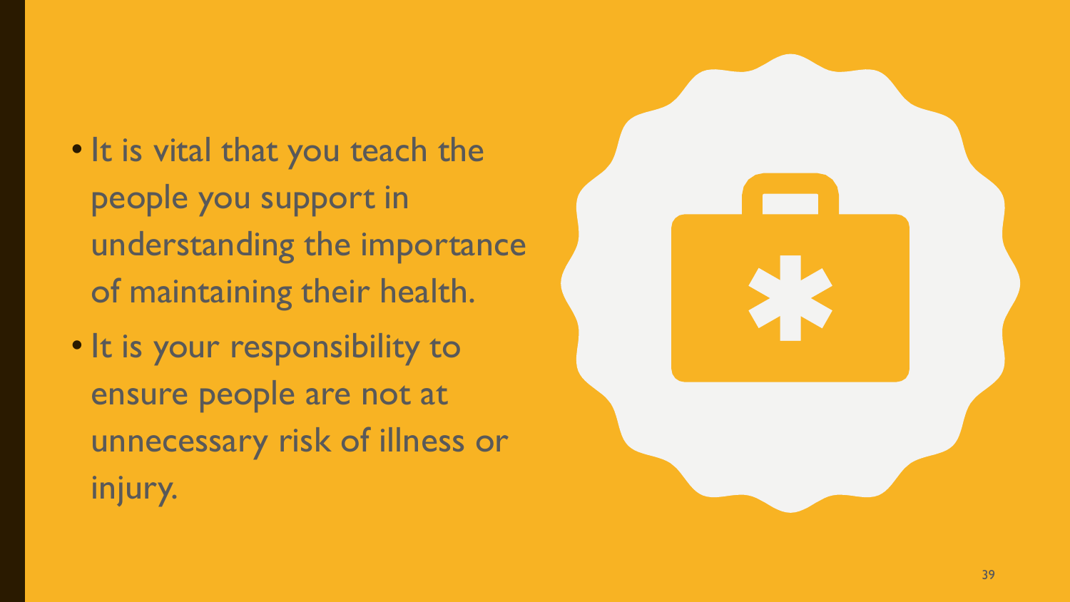- It is vital that you teach the people you support in understanding the importance of maintaining their health.
- It is your responsibility to ensure people are not at unnecessary risk of illness or injury.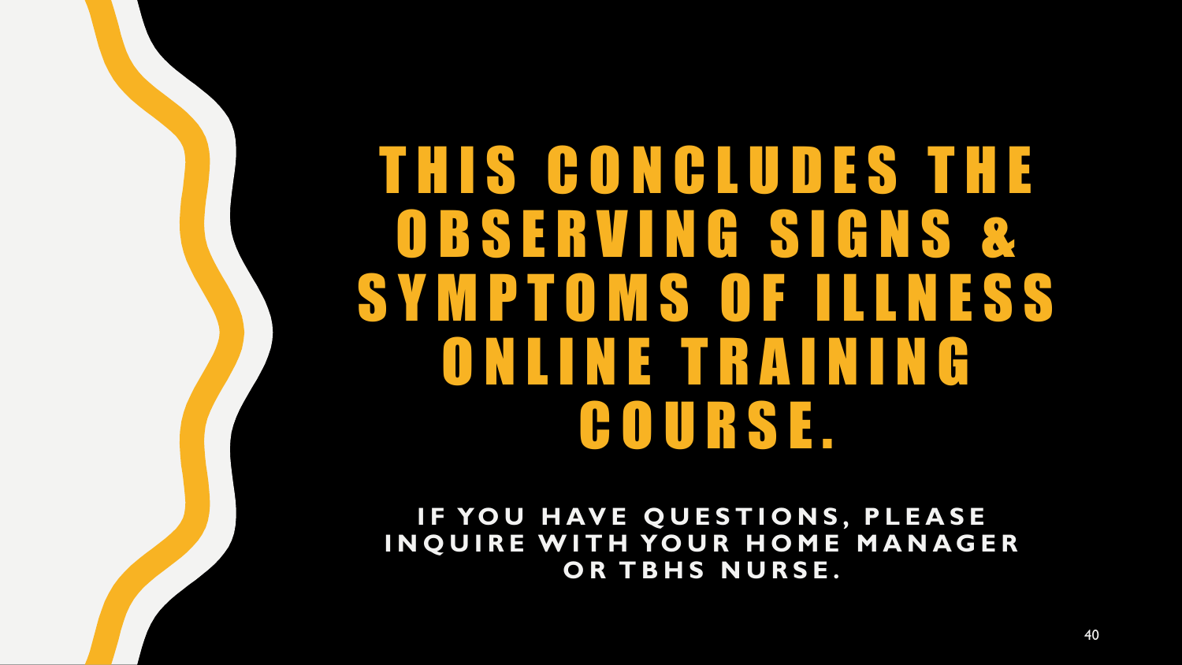# THIS CONCLUDES THE OBSERVING SIGNS & SYMPTOMS OF ILLNESS ONLINE TRAINING COURSE.

**IF YOU HAVE QUESTIONS, PLEASE INQUIRE WITH YOUR HOME MANAGER OR TBHS NURSE.**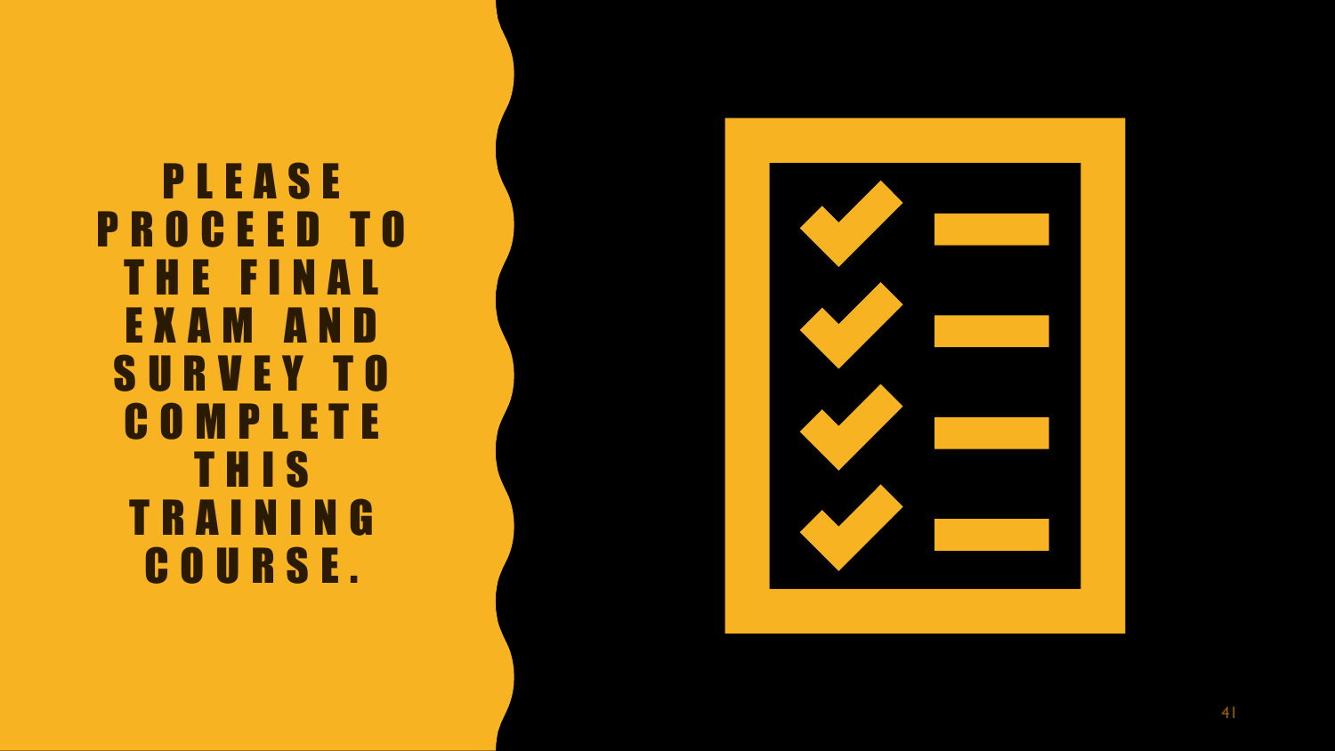# PLEASE PROCEED TO THE FINAL EXAM AND SURVEY TO COMPLETE THIS TRAINING COURSE.